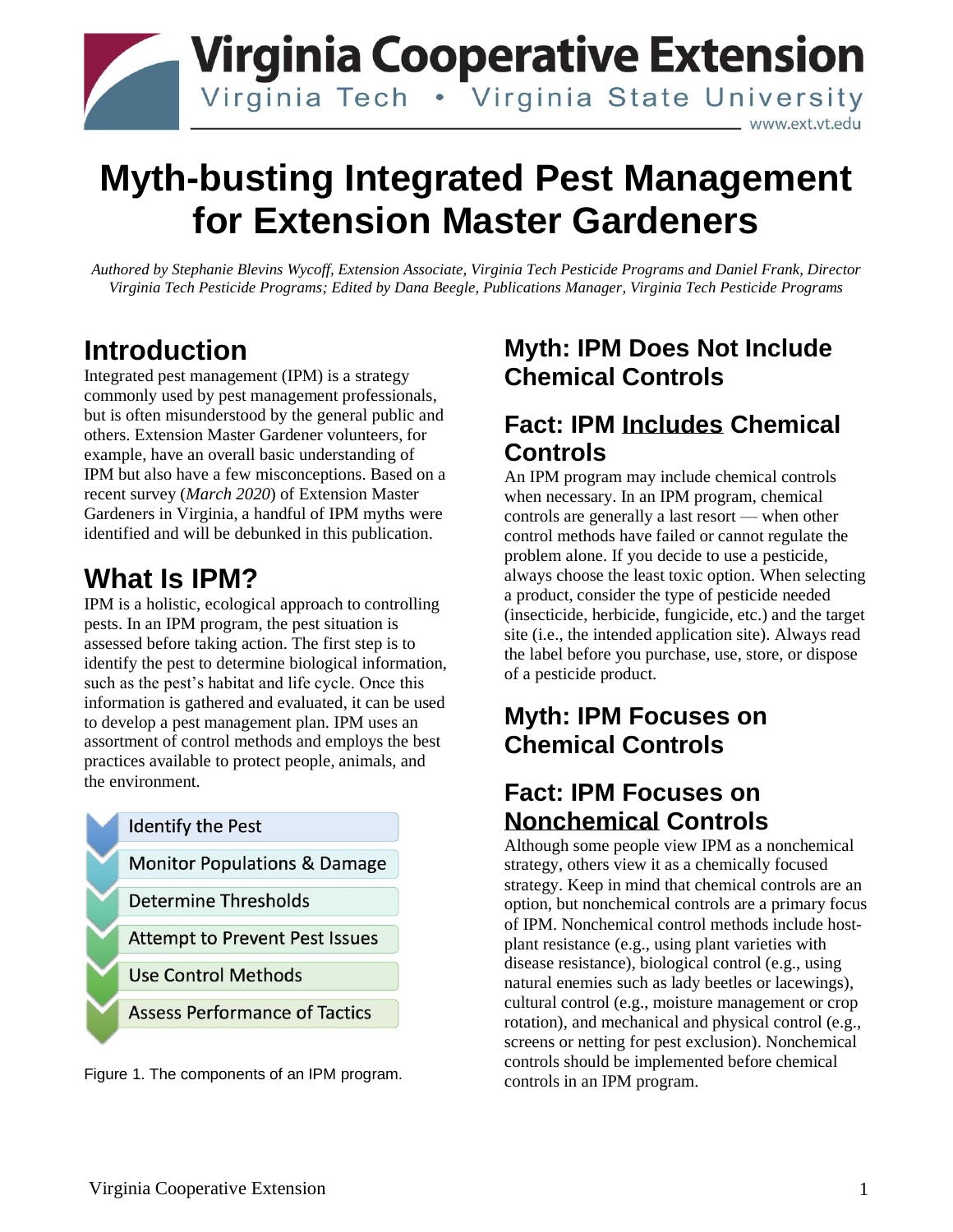# Myth-busting Integrated Pest Management for Extension Master Gardeners

*Authored by Stephanie Blevins Wycoff, Extension Associate, Virginia Tech Pesticide Programs and Daniel Frank, Director Virginia Tech Pesticide Programs; Edited by Dana Beegle, Publications Manager, Virginia Tech Pesticide Programs*

## Introduction

Integrated pest management (IPM) is a strategy commonly used by pest management professionals, but is often misunderstood by the general public and others. Extension Master Gardener volunteers, for example, have an overall basic understanding of IPM but also have a few misconceptions. Based on a recent survey (*March 2020*) of Extension Master Gardeners in Virginia, a handful of IPM myths were identified and will be debunked in this publication.

## What Is IPM?

IPM is a holistic, ecological approach to controlling pests. In an IPM program, the pest situation is assessed before taking action. The first step is to identify the pest to determine biological information, such as the pest's habitat and life cycle. Once this information is gathered and evaluated, it can be used to develop a pest management plan. IPM uses an assortment of control methods and employs the best practices available to protect people, animals, and the environment.

- Identify the Pest
- Monitor Populations & Damage
- Determine Thresholds
- Attempt to Prevent Pest Issues
- Use Control Methods
- Assess Performance of Tactics

Figure 1. The components of an IPM program.

## Myth: IPM Does Not Include Chemical Controls

## Fact: IPM Includes Chemical Controls

An IPM program may include chemical controls when necessary. In an IPM program, chemical controls are generally a last resort — when other control methods have failed or cannot regulate the problem alone. If you decide to use a pesticide, always choose the least toxic option. When selecting a product, consider the type of pesticide needed (insecticide, herbicide, fungicide, etc.) and the target site (i.e., the intended application site). Always read the label before you purchase, use, store, or dispose of a pesticide product.

## Myth: IPM Focuses on Chemical Controls

## Fact: IPM Focuses on Nonchemical Controls

Although some people view IPM as a nonchemical strategy, others view it as a chemically focused strategy. Keep in mind that chemical controls are an option, but nonchemical controls are a primary focus of IPM. Nonchemical control methods include host-plant resistance (e.g., using plant varieties with disease resistance), biological control (e.g., using natural enemies such as lady beetles or lacewings), cultural control (e.g., moisture management or crop rotation), and mechanical and physical control (e.g., screens or netting for pest exclusion). Nonchemical controls should be implemented before chemical controls in an IPM program.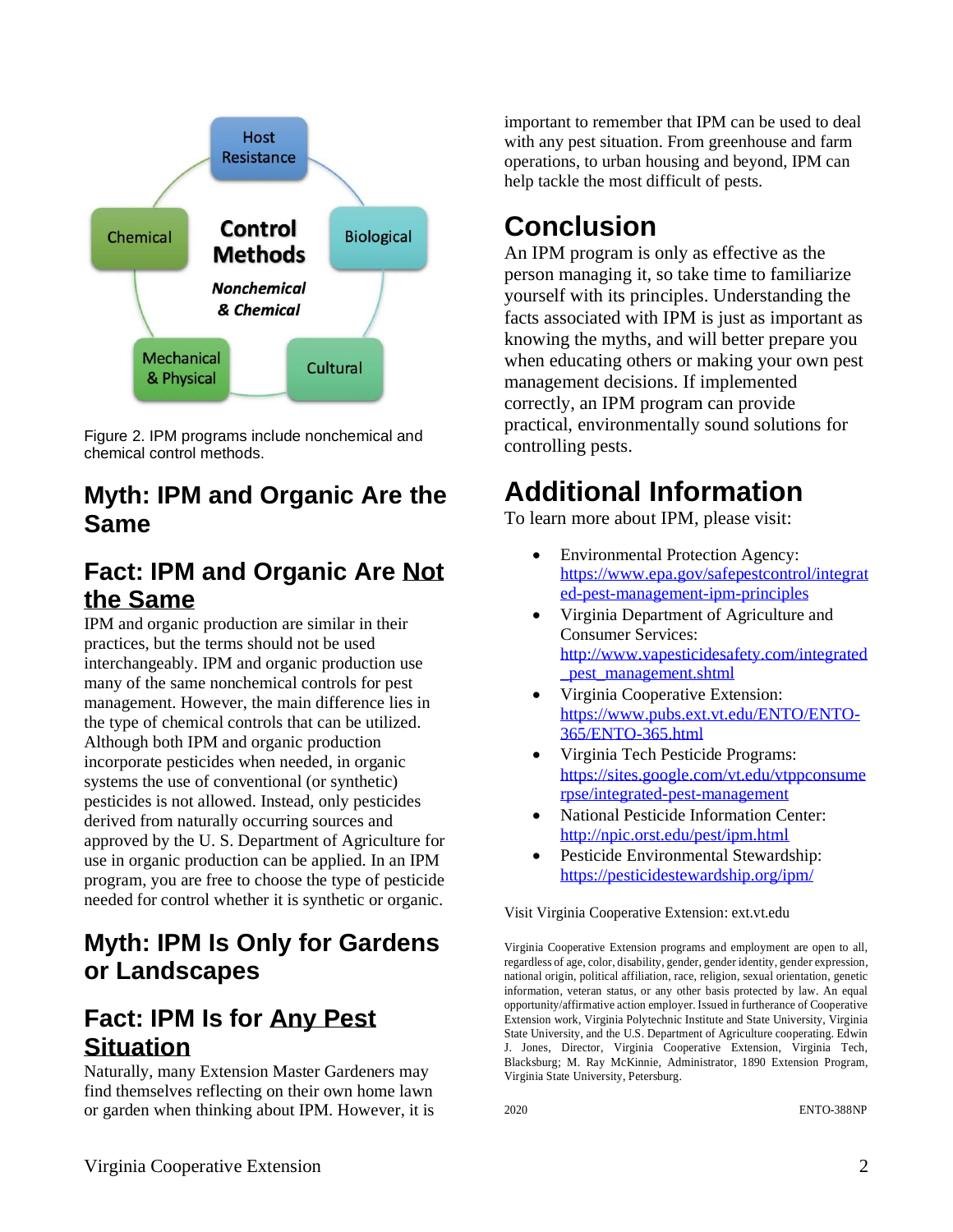Host Resistance

Biological

Cultural

Mechanical & Physical

Chemical

Control Methods

Nonchemical & Chemical

Figure 2. IPM programs include nonchemical and chemical control methods.

## Myth: IPM and Organic Are the Same

## Fact: IPM and Organic Are Not the Same

IPM and organic production are similar in their practices, but the terms should not be used interchangeably. IPM and organic production use many of the same nonchemical controls for pest management. However, the main difference lies in the type of chemical controls that can be utilized. Although both IPM and organic production incorporate pesticides when needed, in organic systems the use of conventional (or synthetic) pesticides is not allowed. Instead, only pesticides derived from naturally occurring sources and approved by the U. S. Department of Agriculture for use in organic production can be applied. In an IPM program, you are free to choose the type of pesticide needed for control whether it is synthetic or organic.

## Myth: IPM Is Only for Gardens or Landscapes

## Fact: IPM Is for Any Pest Situation

Naturally, many Extension Master Gardeners may find themselves reflecting on their own home lawn or garden when thinking about IPM. However, it is important to remember that IPM can be used to deal with any pest situation. From greenhouse and farm operations, to urban housing and beyond, IPM can help tackle the most difficult of pests.

# Conclusion

An IPM program is only as effective as the person managing it, so take time to familiarize yourself with its principles. Understanding the facts associated with IPM is just as important as knowing the myths, and will better prepare you when educating others or making your own pest management decisions. If implemented correctly, an IPM program can provide practical, environmentally sound solutions for controlling pests.

# Additional Information

To learn more about IPM, please visit:

- Environmental Protection Agency: https://www.epa.gov/safepestcontrol/integrated-pest-management-ipm-principles
- Virginia Department of Agriculture and Consumer Services: http://www.vapesticidesafety.com/integrated_pest_management.shtml
- Virginia Cooperative Extension: https://www.pubs.ext.vt.edu/ENTO/ENTO-365/ENTO-365.html
- Virginia Tech Pesticide Programs: https://sites.google.com/vt.edu/vtppconsumerpse/integrated-pest-management
- National Pesticide Information Center: http://npic.orst.edu/pest/ipm.html
- Pesticide Environmental Stewardship: https://pesticidestewardship.org/ipm/

Visit Virginia Cooperative Extension: ext.vt.edu

Virginia Cooperative Extension programs and employment are open to all, regardless of age, color, disability, gender, gender identity, gender expression, national origin, political affiliation, race, religion, sexual orientation, genetic information, veteran status, or any other basis protected by law. An equal opportunity/affirmative action employer. Issued in furtherance of Cooperative Extension work, Virginia Polytechnic Institute and State University, Virginia State University, and the U.S. Department of Agriculture cooperating. Edwin J. Jones, Director, Virginia Cooperative Extension, Virginia Tech, Blacksburg; M. Ray McKinnie, Administrator, 1890 Extension Program, Virginia State University, Petersburg.

2020 ENTO-388NP